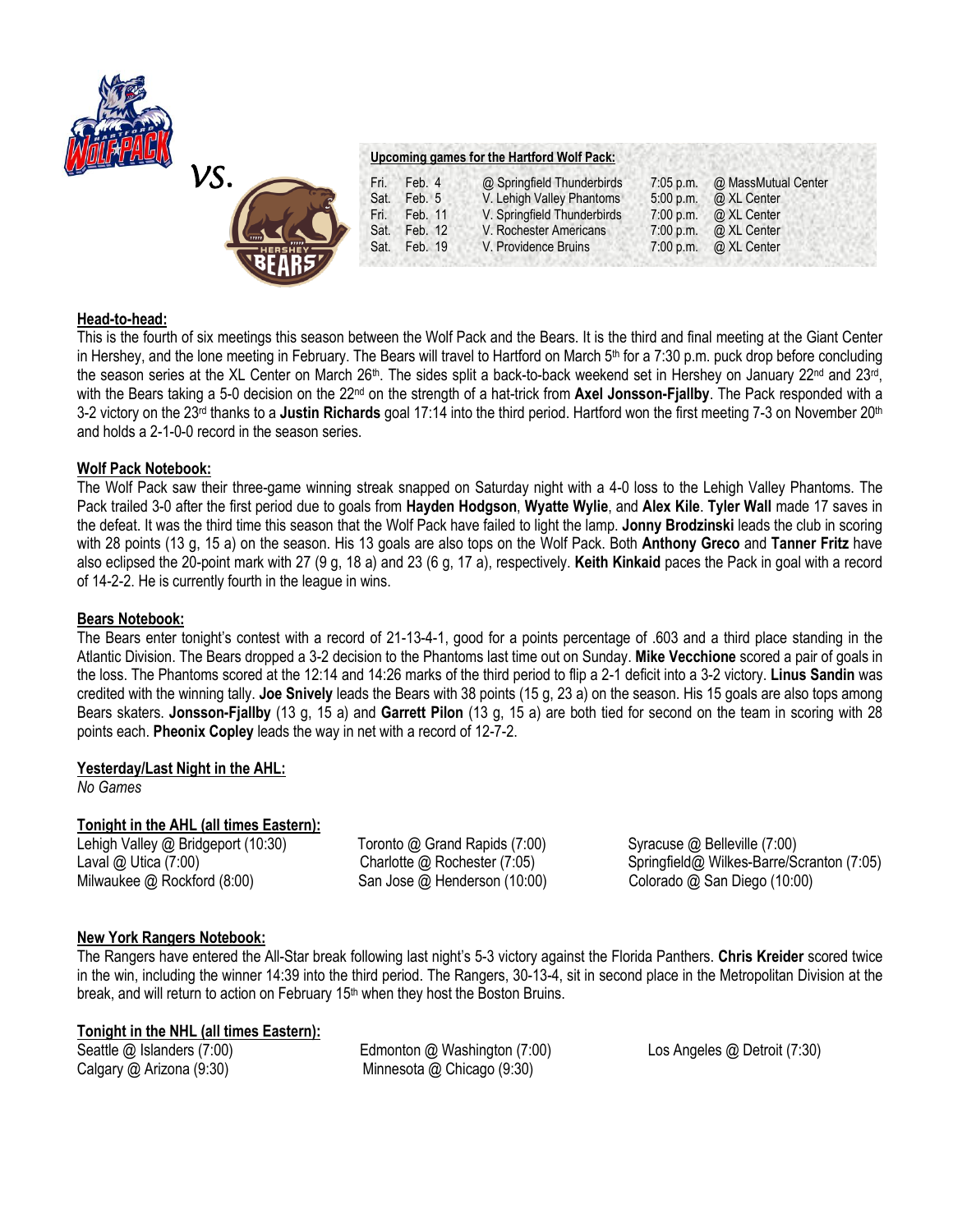vs.

**Upcoming games for the Hartford Wolf Pack:**

| | | | | |
|---|---|---|---|---|
| Fri. | Feb. 4 | @ Springfield Thunderbirds | 7:05 p.m. | @ MassMutual Center |
| Sat. | Feb. 5 | V. Lehigh Valley Phantoms | 5:00 p.m. | @ XL Center |
| Fri. | Feb. 11 | V. Springfield Thunderbirds | 7:00 p.m. | @ XL Center |
| Sat. | Feb. 12 | V. Rochester Americans | 7:00 p.m. | @ XL Center |
| Sat. | Feb. 19 | V. Providence Bruins | 7:00 p.m. | @ XL Center |

## Head-to-head:

This is the fourth of six meetings this season between the Wolf Pack and the Bears. It is the third and final meeting at the Giant Center in Hershey, and the lone meeting in February. The Bears will travel to Hartford on March 5th for a 7:30 p.m. puck drop before concluding the season series at the XL Center on March 26th. The sides split a back-to-back weekend set in Hershey on January 22nd and 23rd, with the Bears taking a 5-0 decision on the 22nd on the strength of a hat-trick from **Axel Jonsson-Fjallby**. The Pack responded with a 3-2 victory on the 23rd thanks to a **Justin Richards** goal 17:14 into the third period. Hartford won the first meeting 7-3 on November 20th and holds a 2-1-0-0 record in the season series.

## Wolf Pack Notebook:

The Wolf Pack saw their three-game winning streak snapped on Saturday night with a 4-0 loss to the Lehigh Valley Phantoms. The Pack trailed 3-0 after the first period due to goals from **Hayden Hodgson**, **Wyatte Wylie**, and **Alex Kile**. **Tyler Wall** made 17 saves in the defeat. It was the third time this season that the Wolf Pack have failed to light the lamp. **Jonny Brodzinski** leads the club in scoring with 28 points (13 g, 15 a) on the season. His 13 goals are also tops on the Wolf Pack. Both **Anthony Greco** and **Tanner Fritz** have also eclipsed the 20-point mark with 27 (9 g, 18 a) and 23 (6 g, 17 a), respectively. **Keith Kinkaid** paces the Pack in goal with a record of 14-2-2. He is currently fourth in the league in wins.

## Bears Notebook:

The Bears enter tonight's contest with a record of 21-13-4-1, good for a points percentage of .603 and a third place standing in the Atlantic Division. The Bears dropped a 3-2 decision to the Phantoms last time out on Sunday. **Mike Vecchione** scored a pair of goals in the loss. The Phantoms scored at the 12:14 and 14:26 marks of the third period to flip a 2-1 deficit into a 3-2 victory. **Linus Sandin** was credited with the winning tally. **Joe Snively** leads the Bears with 38 points (15 g, 23 a) on the season. His 15 goals are also tops among Bears skaters. **Jonsson-Fjallby** (13 g, 15 a) and **Garrett Pilon** (13 g, 15 a) are both tied for second on the team in scoring with 28 points each. **Pheonix Copley** leads the way in net with a record of 12-7-2.

## Yesterday/Last Night in the AHL:

*No Games*

## Tonight in the AHL (all times Eastern):

Lehigh Valley @ Bridgeport (10:30)
Laval @ Utica (7:00)
Milwaukee @ Rockford (8:00)
Toronto @ Grand Rapids (7:00)
Charlotte @ Rochester (7:05)
San Jose @ Henderson (10:00)
Syracuse @ Belleville (7:00)
Springfield@ Wilkes-Barre/Scranton (7:05)
Colorado @ San Diego (10:00)

## New York Rangers Notebook:

The Rangers have entered the All-Star break following last night's 5-3 victory against the Florida Panthers. **Chris Kreider** scored twice in the win, including the winner 14:39 into the third period. The Rangers, 30-13-4, sit in second place in the Metropolitan Division at the break, and will return to action on February 15th when they host the Boston Bruins.

## Tonight in the NHL (all times Eastern):

Seattle @ Islanders (7:00)
Calgary @ Arizona (9:30)
Edmonton @ Washington (7:00)
Minnesota @ Chicago (9:30)
Los Angeles @ Detroit (7:30)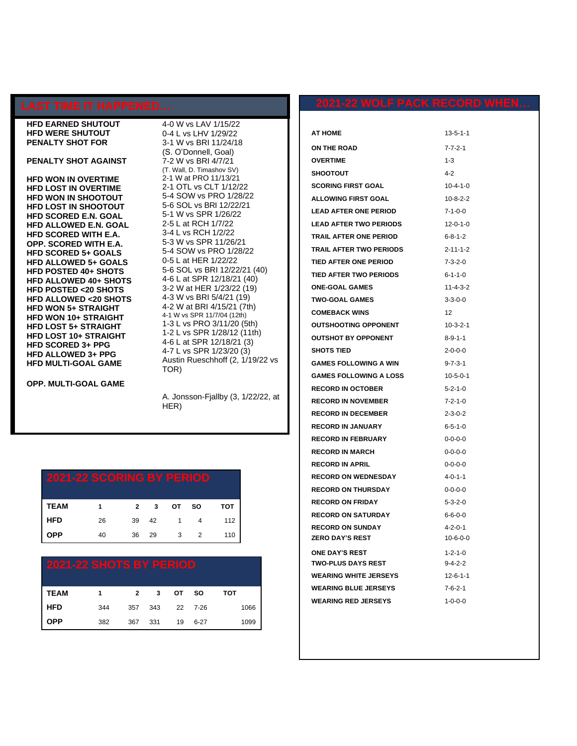## LAST TIME IT HAPPENED…

| | |
|---|---|
| **HFD EARNED SHUTOUT** | 4-0 W vs LAV 1/15/22 |
| **HFD WERE SHUTOUT** | 0-4 L vs LHV 1/29/22 |
| **PENALTY SHOT FOR** | 3-1 W vs BRI 11/24/18 (S. O'Donnell, Goal) |
| **PENALTY SHOT AGAINST** | 7-2 W vs BRI 4/7/21 (T. Wall, D. Timashov SV) |
| **HFD WON IN OVERTIME** | 2-1 W at PRO 11/13/21 |
| **HFD LOST IN OVERTIME** | 2-1 OTL vs CLT 1/12/22 |
| **HFD WON IN SHOOTOUT** | 5-4 SOW vs PRO 1/28/22 |
| **HFD LOST IN SHOOTOUT** | 5-6 SOL vs BRI 12/22/21 |
| **HFD SCORED E.N. GOAL** | 5-1 W vs SPR 1/26/22 |
| **HFD ALLOWED E.N. GOAL** | 2-5 L at RCH 1/7/22 |
| **HFD SCORED WITH E.A.** | 3-4 L vs RCH 1/2/22 |
| **OPP. SCORED WITH E.A.** | 5-3 W vs SPR 11/26/21 |
| **HFD SCORED 5+ GOALS** | 5-4 SOW vs PRO 1/28/22 |
| **HFD ALLOWED 5+ GOALS** | 0-5 L at HER 1/22/22 |
| **HFD POSTED 40+ SHOTS** | 5-6 SOL vs BRI 12/22/21 (40) |
| **HFD ALLOWED 40+ SHOTS** | 4-6 L at SPR 12/18/21 (40) |
| **HFD POSTED <20 SHOTS** | 3-2 W at HER 1/23/22 (19) |
| **HFD ALLOWED <20 SHOTS** | 4-3 W vs BRI 5/4/21 (19) |
| **HFD WON 5+ STRAIGHT** | 4-2 W at BRI 4/15/21 (7th) |
| **HFD WON 10+ STRAIGHT** | 4-1 W vs SPR 11/7/04 (12th) |
| **HFD LOST 5+ STRAIGHT** | 1-3 L vs PRO 3/11/20 (5th) |
| **HFD LOST 10+ STRAIGHT** | 1-2 L vs SPR 1/28/12 (11th) |
| **HFD SCORED 3+ PPG** | 4-6 L at SPR 12/18/21 (3) |
| **HFD ALLOWED 3+ PPG** | 4-7 L vs SPR 1/23/20 (3) |
| **HFD MULTI-GOAL GAME** | Austin Rueschhoff (2, 1/19/22 vs TOR) |
| **OPP. MULTI-GOAL GAME** | A. Jonsson-Fjallby (3, 1/22/22, at HER) |

## 2021-22 SCORING BY PERIOD

| TEAM | 1 | 2 | 3 | OT | SO | TOT |
|---|---|---|---|---|---|---|
| HFD | 26 | 39 | 42 | 1 | 4 | 112 |
| OPP | 40 | 36 | 29 | 3 | 2 | 110 |

## 2021-22 SHOTS BY PERIOD

| TEAM | 1 | 2 | 3 | OT | SO | TOT |
|---|---|---|---|---|---|---|
| HFD | 344 | 357 | 343 | 22 | 7-26 | 1066 |
| OPP | 382 | 367 | 331 | 19 | 6-27 | 1099 |

## 2021-22 WOLF PACK RECORD WHEN…

| | |
|---|---|
| AT HOME | 13-5-1-1 |
| ON THE ROAD | 7-7-2-1 |
| OVERTIME | 1-3 |
| SHOOTOUT | 4-2 |
| SCORING FIRST GOAL | 10-4-1-0 |
| ALLOWING FIRST GOAL | 10-8-2-2 |
| LEAD AFTER ONE PERIOD | 7-1-0-0 |
| LEAD AFTER TWO PERIODS | 12-0-1-0 |
| TRAIL AFTER ONE PERIOD | 6-8-1-2 |
| TRAIL AFTER TWO PERIODS | 2-11-1-2 |
| TIED AFTER ONE PERIOD | 7-3-2-0 |
| TIED AFTER TWO PERIODS | 6-1-1-0 |
| ONE-GOAL GAMES | 11-4-3-2 |
| TWO-GOAL GAMES | 3-3-0-0 |
| COMEBACK WINS | 12 |
| OUTSHOOTING OPPONENT | 10-3-2-1 |
| OUTSHOT BY OPPONENT | 8-9-1-1 |
| SHOTS TIED | 2-0-0-0 |
| GAMES FOLLOWING A WIN | 9-7-3-1 |
| GAMES FOLLOWING A LOSS | 10-5-0-1 |
| RECORD IN OCTOBER | 5-2-1-0 |
| RECORD IN NOVEMBER | 7-2-1-0 |
| RECORD IN DECEMBER | 2-3-0-2 |
| RECORD IN JANUARY | 6-5-1-0 |
| RECORD IN FEBRUARY | 0-0-0-0 |
| RECORD IN MARCH | 0-0-0-0 |
| RECORD IN APRIL | 0-0-0-0 |
| RECORD ON WEDNESDAY | 4-0-1-1 |
| RECORD ON THURSDAY | 0-0-0-0 |
| RECORD ON FRIDAY | 5-3-2-0 |
| RECORD ON SATURDAY | 6-6-0-0 |
| RECORD ON SUNDAY | 4-2-0-1 |
| ZERO DAY'S REST | 10-6-0-0 |
| ONE DAY'S REST | 1-2-1-0 |
| TWO-PLUS DAYS REST | 9-4-2-2 |
| WEARING WHITE JERSEYS | 12-6-1-1 |
| WEARING BLUE JERSEYS | 7-6-2-1 |
| WEARING RED JERSEYS | 1-0-0-0 |